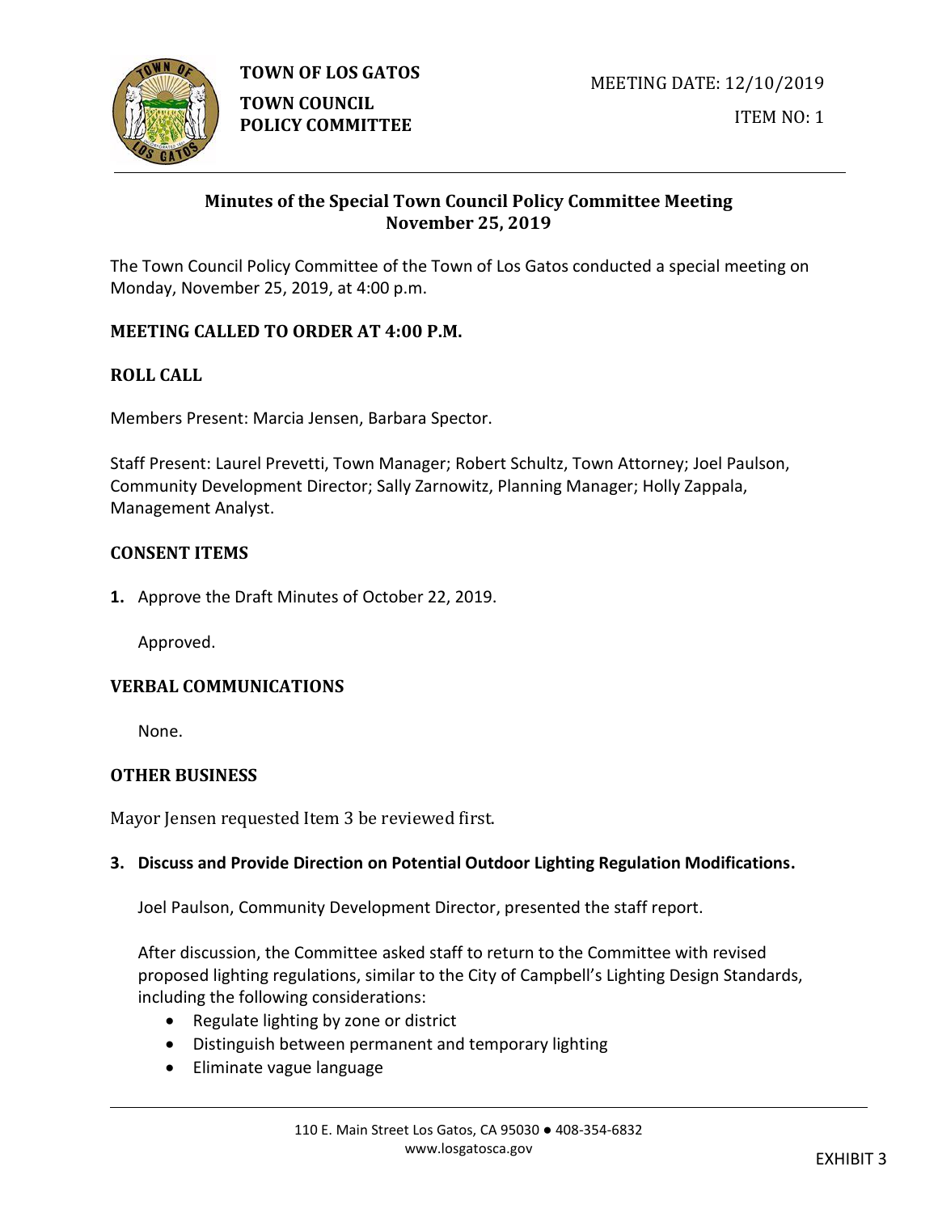**TOWN OF LOS GATOS**

**TOWN COUNCIL POLICY COMMITTEE**

MEETING DATE: 12/10/2019

ITEM NO: 1

## Minutes of the Special Town Council Policy Committee Meeting November 25, 2019

The Town Council Policy Committee of the Town of Los Gatos conducted a special meeting on Monday, November 25, 2019, at 4:00 p.m.

### MEETING CALLED TO ORDER AT 4:00 P.M.

### ROLL CALL

Members Present: Marcia Jensen, Barbara Spector.

Staff Present: Laurel Prevetti, Town Manager; Robert Schultz, Town Attorney; Joel Paulson, Community Development Director; Sally Zarnowitz, Planning Manager; Holly Zappala, Management Analyst.

### CONSENT ITEMS

**1.** Approve the Draft Minutes of October 22, 2019.

Approved.

### VERBAL COMMUNICATIONS

None.

### OTHER BUSINESS

Mayor Jensen requested Item 3 be reviewed first.

**3. Discuss and Provide Direction on Potential Outdoor Lighting Regulation Modifications.**

Joel Paulson, Community Development Director, presented the staff report.

After discussion, the Committee asked staff to return to the Committee with revised proposed lighting regulations, similar to the City of Campbell's Lighting Design Standards, including the following considerations:

- Regulate lighting by zone or district
- Distinguish between permanent and temporary lighting
- Eliminate vague language

110 E. Main Street Los Gatos, CA 95030 ● 408-354-6832
www.losgatosca.gov

EXHIBIT 3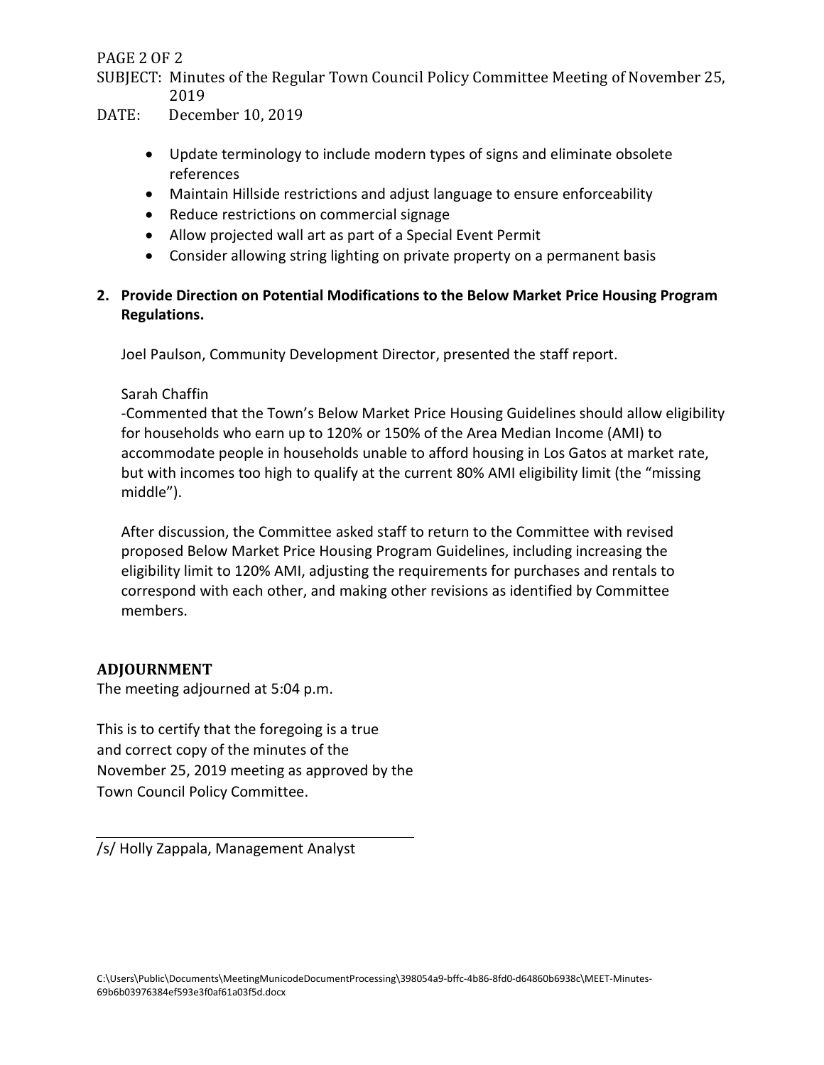- Update terminology to include modern types of signs and eliminate obsolete references
- Maintain Hillside restrictions and adjust language to ensure enforceability
- Reduce restrictions on commercial signage
- Allow projected wall art as part of a Special Event Permit
- Consider allowing string lighting on private property on a permanent basis

**2. Provide Direction on Potential Modifications to the Below Market Price Housing Program Regulations.**

Joel Paulson, Community Development Director, presented the staff report.

Sarah Chaffin
-Commented that the Town's Below Market Price Housing Guidelines should allow eligibility for households who earn up to 120% or 150% of the Area Median Income (AMI) to accommodate people in households unable to afford housing in Los Gatos at market rate, but with incomes too high to qualify at the current 80% AMI eligibility limit (the "missing middle").

After discussion, the Committee asked staff to return to the Committee with revised proposed Below Market Price Housing Program Guidelines, including increasing the eligibility limit to 120% AMI, adjusting the requirements for purchases and rentals to correspond with each other, and making other revisions as identified by Committee members.

## ADJOURNMENT

The meeting adjourned at 5:04 p.m.

This is to certify that the foregoing is a true and correct copy of the minutes of the November 25, 2019 meeting as approved by the Town Council Policy Committee.

/s/ Holly Zappala, Management Analyst